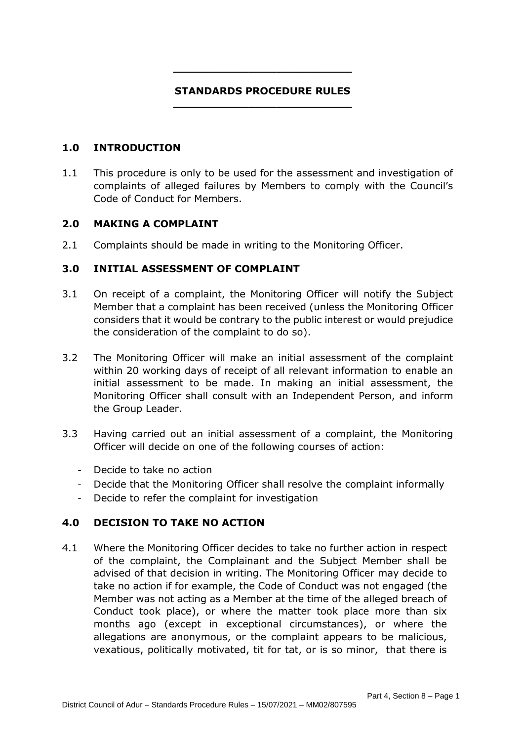# STANDARDS PROCEDURE RULES

## 1.0 INTRODUCTION

1.1 This procedure is only to be used for the assessment and investigation of complaints of alleged failures by Members to comply with the Council's Code of Conduct for Members.

## 2.0 MAKING A COMPLAINT

2.1 Complaints should be made in writing to the Monitoring Officer.

## 3.0 INITIAL ASSESSMENT OF COMPLAINT

3.1 On receipt of a complaint, the Monitoring Officer will notify the Subject Member that a complaint has been received (unless the Monitoring Officer considers that it would be contrary to the public interest or would prejudice the consideration of the complaint to do so).

3.2 The Monitoring Officer will make an initial assessment of the complaint within 20 working days of receipt of all relevant information to enable an initial assessment to be made. In making an initial assessment, the Monitoring Officer shall consult with an Independent Person, and inform the Group Leader.

3.3 Having carried out an initial assessment of a complaint, the Monitoring Officer will decide on one of the following courses of action:

- Decide to take no action
- Decide that the Monitoring Officer shall resolve the complaint informally
- Decide to refer the complaint for investigation

## 4.0 DECISION TO TAKE NO ACTION

4.1 Where the Monitoring Officer decides to take no further action in respect of the complaint, the Complainant and the Subject Member shall be advised of that decision in writing. The Monitoring Officer may decide to take no action if for example, the Code of Conduct was not engaged (the Member was not acting as a Member at the time of the alleged breach of Conduct took place), or where the matter took place more than six months ago (except in exceptional circumstances), or where the allegations are anonymous, or the complaint appears to be malicious, vexatious, politically motivated, tit for tat, or is so minor, that there is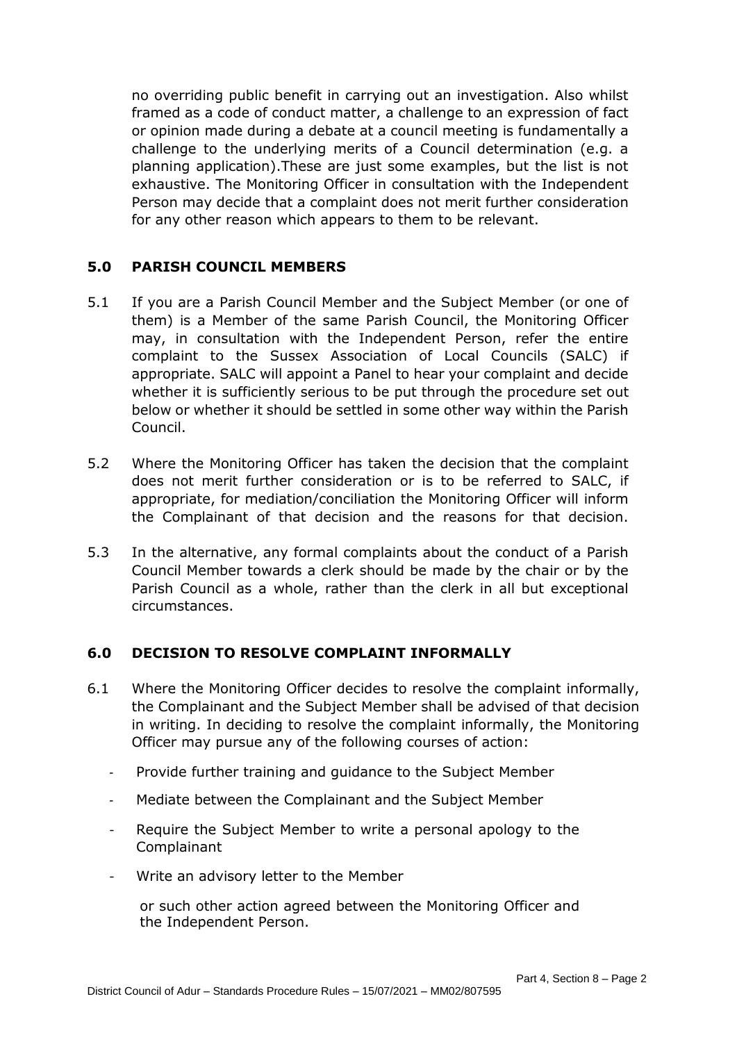no overriding public benefit in carrying out an investigation. Also whilst framed as a code of conduct matter, a challenge to an expression of fact or opinion made during a debate at a council meeting is fundamentally a challenge to the underlying merits of a Council determination (e.g. a planning application).These are just some examples, but the list is not exhaustive. The Monitoring Officer in consultation with the Independent Person may decide that a complaint does not merit further consideration for any other reason which appears to them to be relevant.

## 5.0 PARISH COUNCIL MEMBERS

5.1 If you are a Parish Council Member and the Subject Member (or one of them) is a Member of the same Parish Council, the Monitoring Officer may, in consultation with the Independent Person, refer the entire complaint to the Sussex Association of Local Councils (SALC) if appropriate. SALC will appoint a Panel to hear your complaint and decide whether it is sufficiently serious to be put through the procedure set out below or whether it should be settled in some other way within the Parish Council.

5.2 Where the Monitoring Officer has taken the decision that the complaint does not merit further consideration or is to be referred to SALC, if appropriate, for mediation/conciliation the Monitoring Officer will inform the Complainant of that decision and the reasons for that decision.

5.3 In the alternative, any formal complaints about the conduct of a Parish Council Member towards a clerk should be made by the chair or by the Parish Council as a whole, rather than the clerk in all but exceptional circumstances.

## 6.0 DECISION TO RESOLVE COMPLAINT INFORMALLY

6.1 Where the Monitoring Officer decides to resolve the complaint informally, the Complainant and the Subject Member shall be advised of that decision in writing. In deciding to resolve the complaint informally, the Monitoring Officer may pursue any of the following courses of action:

- Provide further training and guidance to the Subject Member
- Mediate between the Complainant and the Subject Member
- Require the Subject Member to write a personal apology to the Complainant
- Write an advisory letter to the Member

or such other action agreed between the Monitoring Officer and the Independent Person.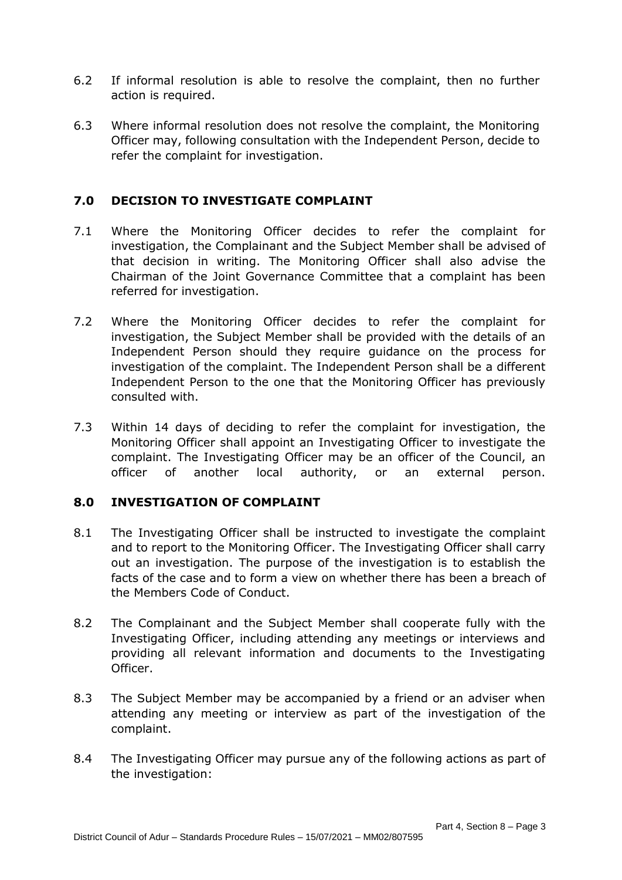6.2 If informal resolution is able to resolve the complaint, then no further action is required.

6.3 Where informal resolution does not resolve the complaint, the Monitoring Officer may, following consultation with the Independent Person, decide to refer the complaint for investigation.

## 7.0 DECISION TO INVESTIGATE COMPLAINT

7.1 Where the Monitoring Officer decides to refer the complaint for investigation, the Complainant and the Subject Member shall be advised of that decision in writing. The Monitoring Officer shall also advise the Chairman of the Joint Governance Committee that a complaint has been referred for investigation.

7.2 Where the Monitoring Officer decides to refer the complaint for investigation, the Subject Member shall be provided with the details of an Independent Person should they require guidance on the process for investigation of the complaint. The Independent Person shall be a different Independent Person to the one that the Monitoring Officer has previously consulted with.

7.3 Within 14 days of deciding to refer the complaint for investigation, the Monitoring Officer shall appoint an Investigating Officer to investigate the complaint. The Investigating Officer may be an officer of the Council, an officer of another local authority, or an external person.

## 8.0 INVESTIGATION OF COMPLAINT

8.1 The Investigating Officer shall be instructed to investigate the complaint and to report to the Monitoring Officer. The Investigating Officer shall carry out an investigation. The purpose of the investigation is to establish the facts of the case and to form a view on whether there has been a breach of the Members Code of Conduct.

8.2 The Complainant and the Subject Member shall cooperate fully with the Investigating Officer, including attending any meetings or interviews and providing all relevant information and documents to the Investigating Officer.

8.3 The Subject Member may be accompanied by a friend or an adviser when attending any meeting or interview as part of the investigation of the complaint.

8.4 The Investigating Officer may pursue any of the following actions as part of the investigation: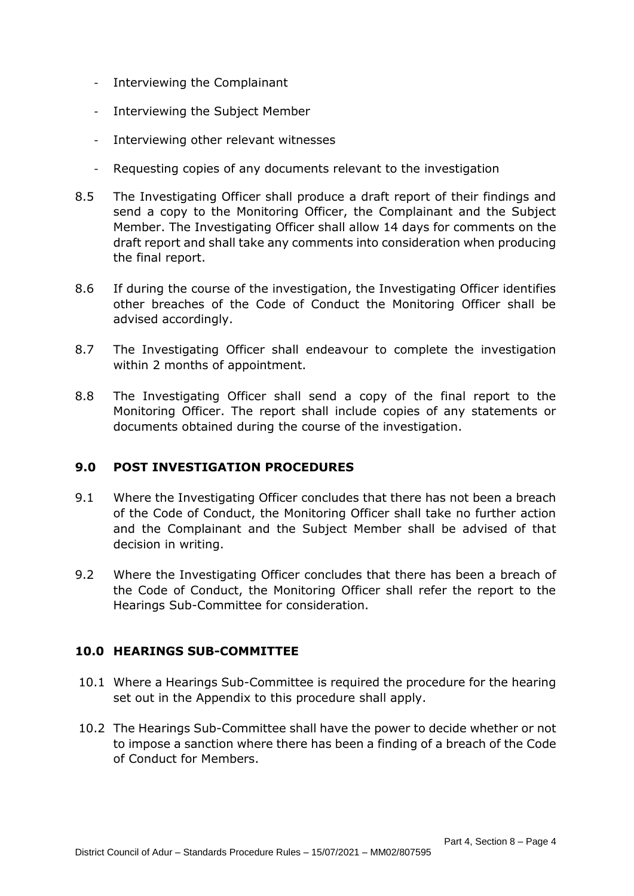- Interviewing the Complainant
- Interviewing the Subject Member
- Interviewing other relevant witnesses
- Requesting copies of any documents relevant to the investigation

8.5 The Investigating Officer shall produce a draft report of their findings and send a copy to the Monitoring Officer, the Complainant and the Subject Member. The Investigating Officer shall allow 14 days for comments on the draft report and shall take any comments into consideration when producing the final report.

8.6 If during the course of the investigation, the Investigating Officer identifies other breaches of the Code of Conduct the Monitoring Officer shall be advised accordingly.

8.7 The Investigating Officer shall endeavour to complete the investigation within 2 months of appointment.

8.8 The Investigating Officer shall send a copy of the final report to the Monitoring Officer. The report shall include copies of any statements or documents obtained during the course of the investigation.

## 9.0 POST INVESTIGATION PROCEDURES

9.1 Where the Investigating Officer concludes that there has not been a breach of the Code of Conduct, the Monitoring Officer shall take no further action and the Complainant and the Subject Member shall be advised of that decision in writing.

9.2 Where the Investigating Officer concludes that there has been a breach of the Code of Conduct, the Monitoring Officer shall refer the report to the Hearings Sub-Committee for consideration.

## 10.0 HEARINGS SUB-COMMITTEE

10.1 Where a Hearings Sub-Committee is required the procedure for the hearing set out in the Appendix to this procedure shall apply.

10.2 The Hearings Sub-Committee shall have the power to decide whether or not to impose a sanction where there has been a finding of a breach of the Code of Conduct for Members.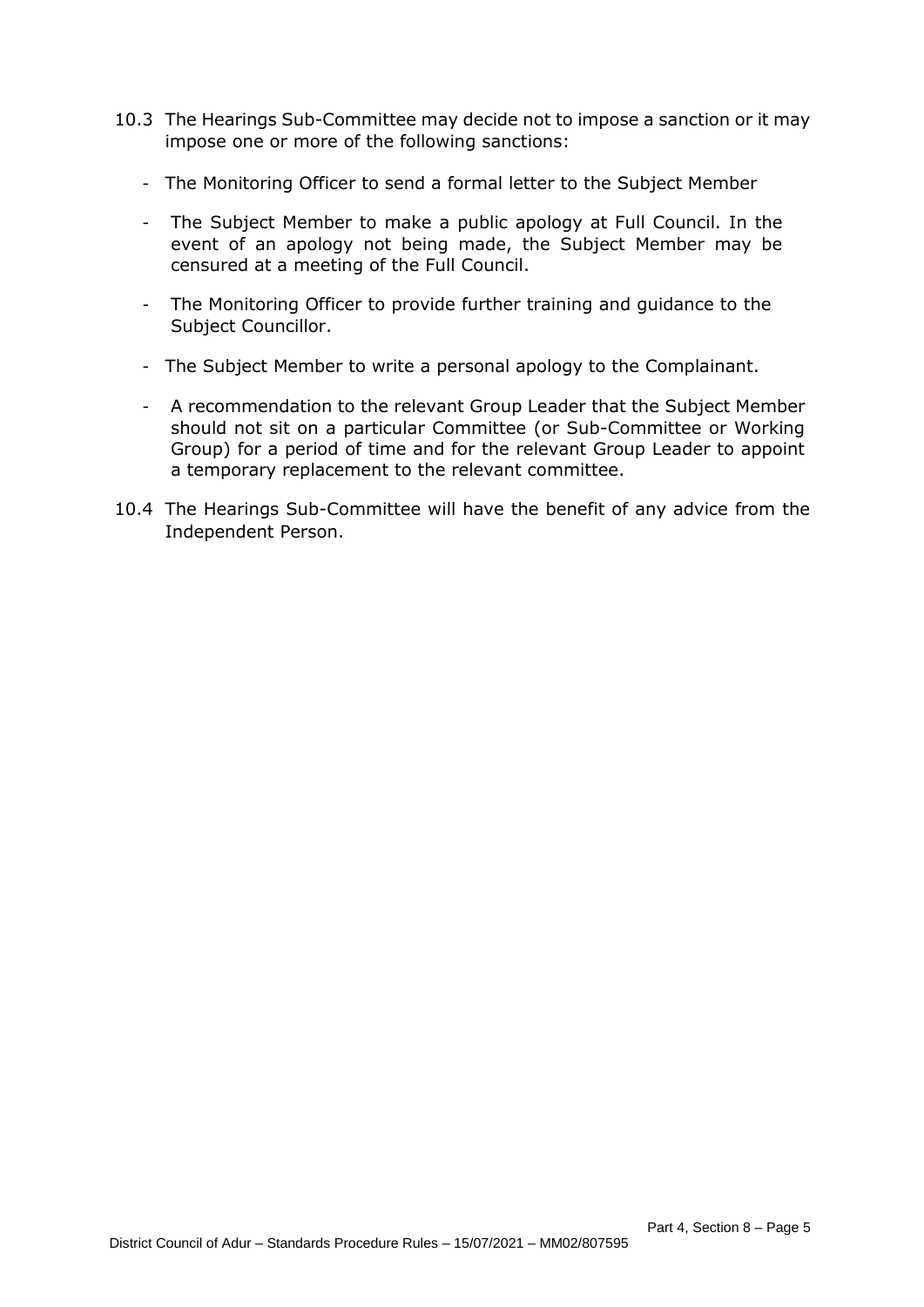10.3 The Hearings Sub-Committee may decide not to impose a sanction or it may impose one or more of the following sanctions:

- The Monitoring Officer to send a formal letter to the Subject Member
- The Subject Member to make a public apology at Full Council. In the event of an apology not being made, the Subject Member may be censured at a meeting of the Full Council.
- The Monitoring Officer to provide further training and guidance to the Subject Councillor.
- The Subject Member to write a personal apology to the Complainant.
- A recommendation to the relevant Group Leader that the Subject Member should not sit on a particular Committee (or Sub-Committee or Working Group) for a period of time and for the relevant Group Leader to appoint a temporary replacement to the relevant committee.

10.4 The Hearings Sub-Committee will have the benefit of any advice from the Independent Person.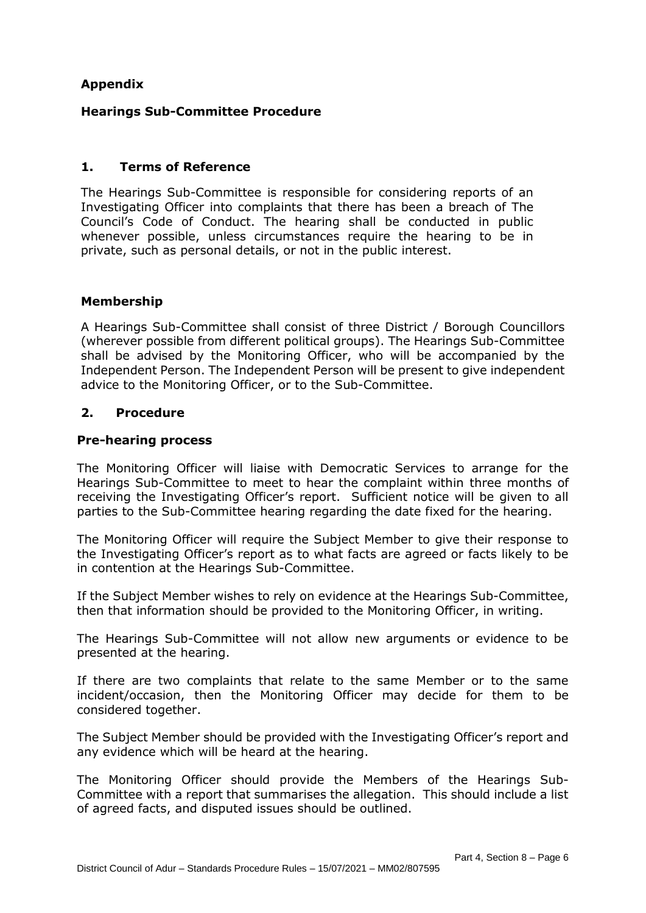## Appendix

## Hearings Sub-Committee Procedure

### 1. Terms of Reference

The Hearings Sub-Committee is responsible for considering reports of an Investigating Officer into complaints that there has been a breach of The Council's Code of Conduct. The hearing shall be conducted in public whenever possible, unless circumstances require the hearing to be in private, such as personal details, or not in the public interest.

### Membership

A Hearings Sub-Committee shall consist of three District / Borough Councillors (wherever possible from different political groups). The Hearings Sub-Committee shall be advised by the Monitoring Officer, who will be accompanied by the Independent Person. The Independent Person will be present to give independent advice to the Monitoring Officer, or to the Sub-Committee.

### 2. Procedure

#### Pre-hearing process

The Monitoring Officer will liaise with Democratic Services to arrange for the Hearings Sub-Committee to meet to hear the complaint within three months of receiving the Investigating Officer's report. Sufficient notice will be given to all parties to the Sub-Committee hearing regarding the date fixed for the hearing.

The Monitoring Officer will require the Subject Member to give their response to the Investigating Officer's report as to what facts are agreed or facts likely to be in contention at the Hearings Sub-Committee.

If the Subject Member wishes to rely on evidence at the Hearings Sub-Committee, then that information should be provided to the Monitoring Officer, in writing.

The Hearings Sub-Committee will not allow new arguments or evidence to be presented at the hearing.

If there are two complaints that relate to the same Member or to the same incident/occasion, then the Monitoring Officer may decide for them to be considered together.

The Subject Member should be provided with the Investigating Officer's report and any evidence which will be heard at the hearing.

The Monitoring Officer should provide the Members of the Hearings Sub-Committee with a report that summarises the allegation. This should include a list of agreed facts, and disputed issues should be outlined.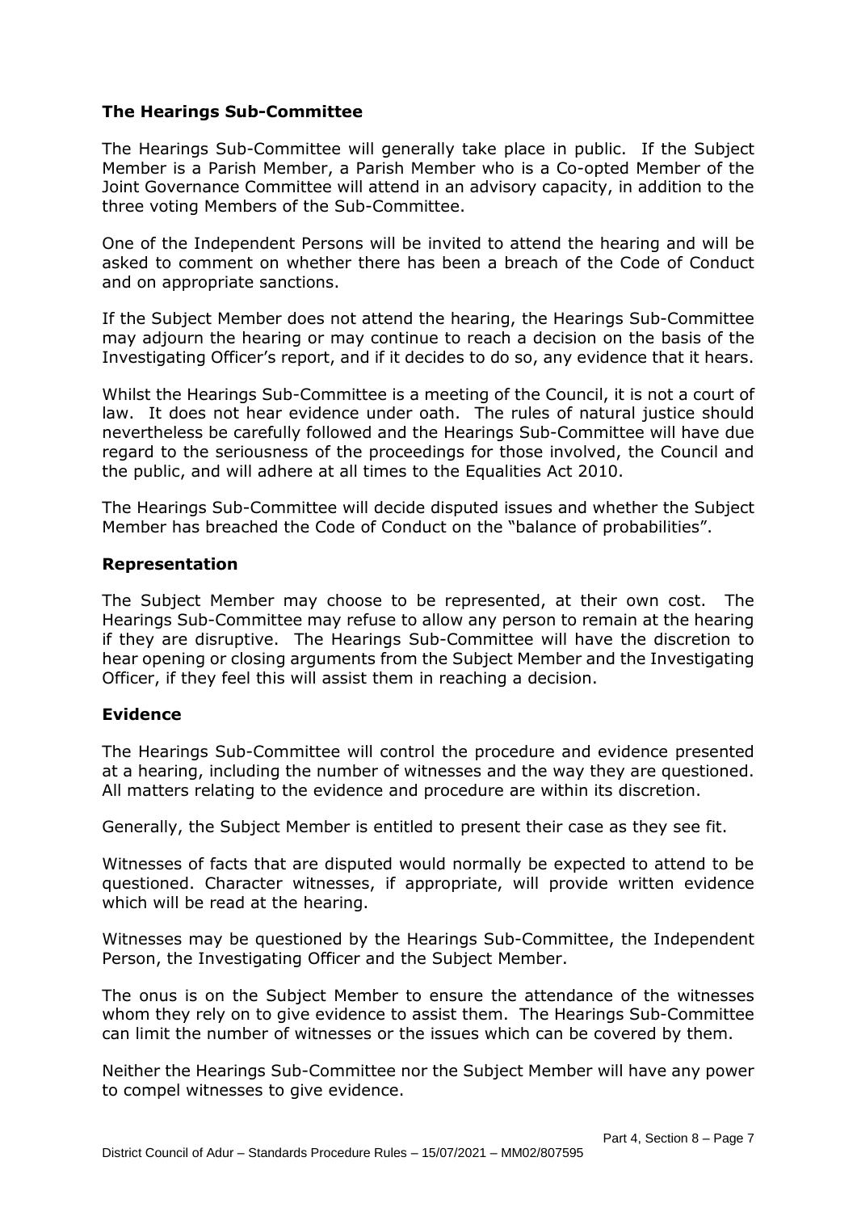### The Hearings Sub-Committee

The Hearings Sub-Committee will generally take place in public. If the Subject Member is a Parish Member, a Parish Member who is a Co-opted Member of the Joint Governance Committee will attend in an advisory capacity, in addition to the three voting Members of the Sub-Committee.

One of the Independent Persons will be invited to attend the hearing and will be asked to comment on whether there has been a breach of the Code of Conduct and on appropriate sanctions.

If the Subject Member does not attend the hearing, the Hearings Sub-Committee may adjourn the hearing or may continue to reach a decision on the basis of the Investigating Officer's report, and if it decides to do so, any evidence that it hears.

Whilst the Hearings Sub-Committee is a meeting of the Council, it is not a court of law. It does not hear evidence under oath. The rules of natural justice should nevertheless be carefully followed and the Hearings Sub-Committee will have due regard to the seriousness of the proceedings for those involved, the Council and the public, and will adhere at all times to the Equalities Act 2010.

The Hearings Sub-Committee will decide disputed issues and whether the Subject Member has breached the Code of Conduct on the "balance of probabilities".

### Representation

The Subject Member may choose to be represented, at their own cost. The Hearings Sub-Committee may refuse to allow any person to remain at the hearing if they are disruptive. The Hearings Sub-Committee will have the discretion to hear opening or closing arguments from the Subject Member and the Investigating Officer, if they feel this will assist them in reaching a decision.

### Evidence

The Hearings Sub-Committee will control the procedure and evidence presented at a hearing, including the number of witnesses and the way they are questioned. All matters relating to the evidence and procedure are within its discretion.

Generally, the Subject Member is entitled to present their case as they see fit.

Witnesses of facts that are disputed would normally be expected to attend to be questioned. Character witnesses, if appropriate, will provide written evidence which will be read at the hearing.

Witnesses may be questioned by the Hearings Sub-Committee, the Independent Person, the Investigating Officer and the Subject Member.

The onus is on the Subject Member to ensure the attendance of the witnesses whom they rely on to give evidence to assist them. The Hearings Sub-Committee can limit the number of witnesses or the issues which can be covered by them.

Neither the Hearings Sub-Committee nor the Subject Member will have any power to compel witnesses to give evidence.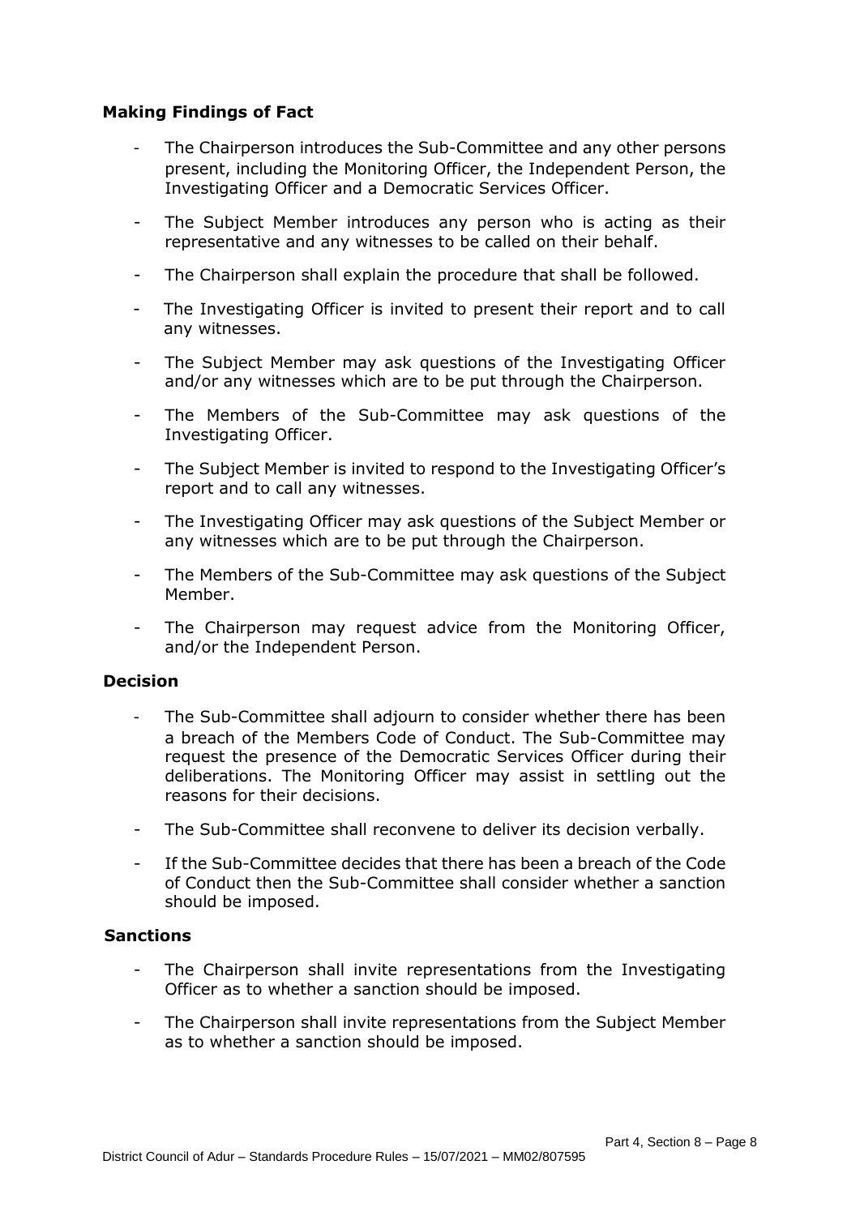**Making Findings of Fact**

- The Chairperson introduces the Sub-Committee and any other persons present, including the Monitoring Officer, the Independent Person, the Investigating Officer and a Democratic Services Officer.
- The Subject Member introduces any person who is acting as their representative and any witnesses to be called on their behalf.
- The Chairperson shall explain the procedure that shall be followed.
- The Investigating Officer is invited to present their report and to call any witnesses.
- The Subject Member may ask questions of the Investigating Officer and/or any witnesses which are to be put through the Chairperson.
- The Members of the Sub-Committee may ask questions of the Investigating Officer.
- The Subject Member is invited to respond to the Investigating Officer's report and to call any witnesses.
- The Investigating Officer may ask questions of the Subject Member or any witnesses which are to be put through the Chairperson.
- The Members of the Sub-Committee may ask questions of the Subject Member.
- The Chairperson may request advice from the Monitoring Officer, and/or the Independent Person.

**Decision**

- The Sub-Committee shall adjourn to consider whether there has been a breach of the Members Code of Conduct. The Sub-Committee may request the presence of the Democratic Services Officer during their deliberations. The Monitoring Officer may assist in settling out the reasons for their decisions.
- The Sub-Committee shall reconvene to deliver its decision verbally.
- If the Sub-Committee decides that there has been a breach of the Code of Conduct then the Sub-Committee shall consider whether a sanction should be imposed.

**Sanctions**

- The Chairperson shall invite representations from the Investigating Officer as to whether a sanction should be imposed.
- The Chairperson shall invite representations from the Subject Member as to whether a sanction should be imposed.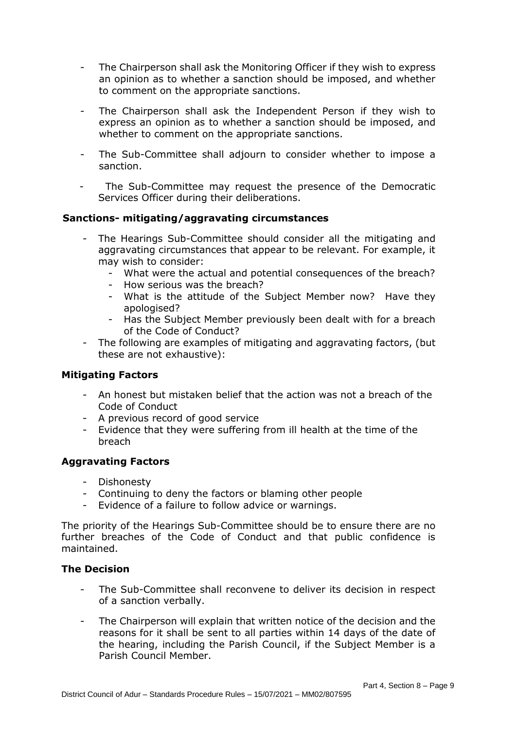- The Chairperson shall ask the Monitoring Officer if they wish to express an opinion as to whether a sanction should be imposed, and whether to comment on the appropriate sanctions.
- The Chairperson shall ask the Independent Person if they wish to express an opinion as to whether a sanction should be imposed, and whether to comment on the appropriate sanctions.
- The Sub-Committee shall adjourn to consider whether to impose a sanction.
- The Sub-Committee may request the presence of the Democratic Services Officer during their deliberations.

### Sanctions- mitigating/aggravating circumstances

- The Hearings Sub-Committee should consider all the mitigating and aggravating circumstances that appear to be relevant. For example, it may wish to consider:
  - What were the actual and potential consequences of the breach?
  - How serious was the breach?
  - What is the attitude of the Subject Member now? Have they apologised?
  - Has the Subject Member previously been dealt with for a breach of the Code of Conduct?
- The following are examples of mitigating and aggravating factors, (but these are not exhaustive):

### Mitigating Factors

- An honest but mistaken belief that the action was not a breach of the Code of Conduct
- A previous record of good service
- Evidence that they were suffering from ill health at the time of the breach

### Aggravating Factors

- Dishonesty
- Continuing to deny the factors or blaming other people
- Evidence of a failure to follow advice or warnings.

The priority of the Hearings Sub-Committee should be to ensure there are no further breaches of the Code of Conduct and that public confidence is maintained.

### The Decision

- The Sub-Committee shall reconvene to deliver its decision in respect of a sanction verbally.
- The Chairperson will explain that written notice of the decision and the reasons for it shall be sent to all parties within 14 days of the date of the hearing, including the Parish Council, if the Subject Member is a Parish Council Member.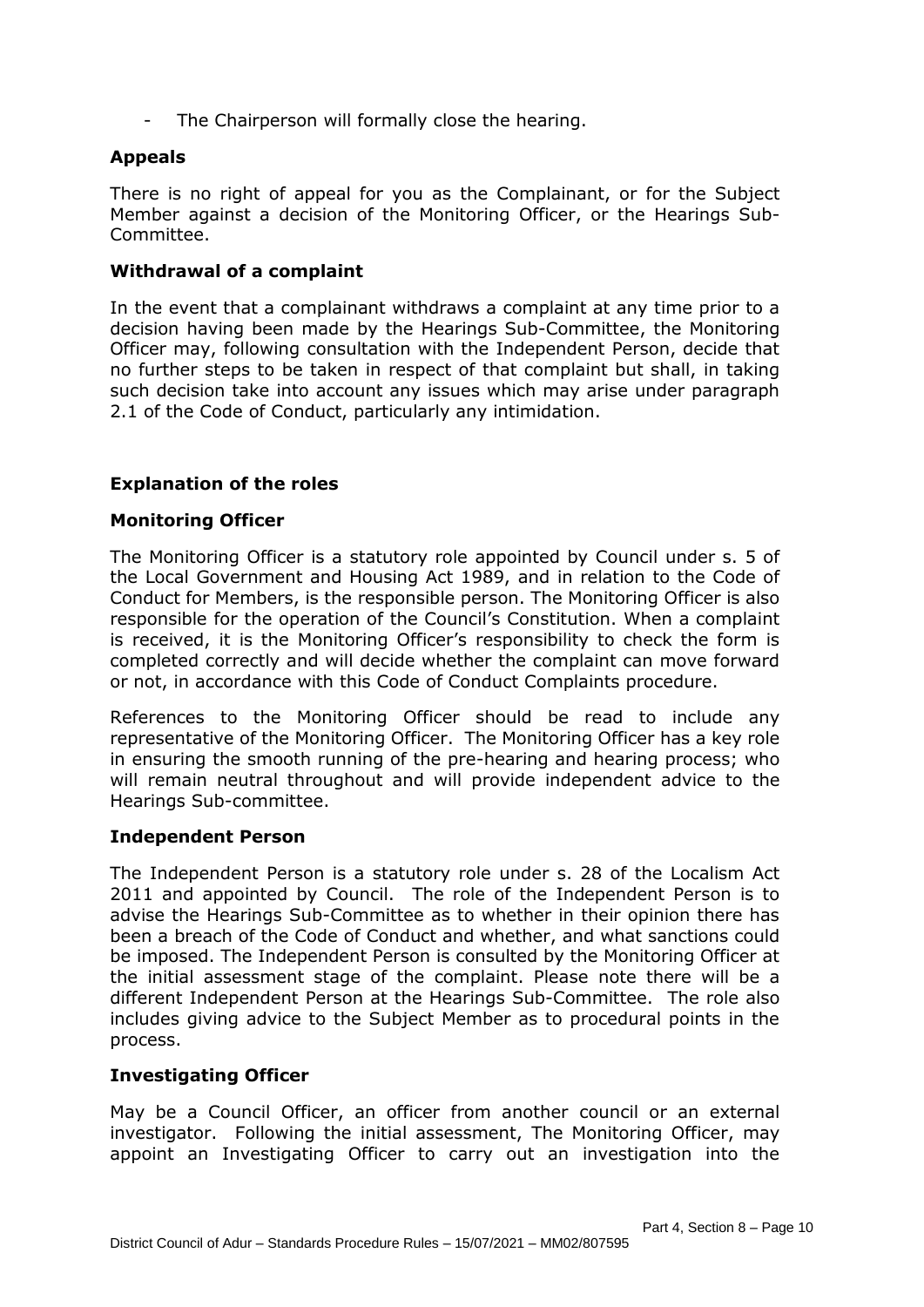- The Chairperson will formally close the hearing.

## Appeals

There is no right of appeal for you as the Complainant, or for the Subject Member against a decision of the Monitoring Officer, or the Hearings Sub-Committee.

## Withdrawal of a complaint

In the event that a complainant withdraws a complaint at any time prior to a decision having been made by the Hearings Sub-Committee, the Monitoring Officer may, following consultation with the Independent Person, decide that no further steps to be taken in respect of that complaint but shall, in taking such decision take into account any issues which may arise under paragraph 2.1 of the Code of Conduct, particularly any intimidation.

## Explanation of the roles

### Monitoring Officer

The Monitoring Officer is a statutory role appointed by Council under s. 5 of the Local Government and Housing Act 1989, and in relation to the Code of Conduct for Members, is the responsible person. The Monitoring Officer is also responsible for the operation of the Council's Constitution. When a complaint is received, it is the Monitoring Officer's responsibility to check the form is completed correctly and will decide whether the complaint can move forward or not, in accordance with this Code of Conduct Complaints procedure.

References to the Monitoring Officer should be read to include any representative of the Monitoring Officer. The Monitoring Officer has a key role in ensuring the smooth running of the pre-hearing and hearing process; who will remain neutral throughout and will provide independent advice to the Hearings Sub-committee.

### Independent Person

The Independent Person is a statutory role under s. 28 of the Localism Act 2011 and appointed by Council. The role of the Independent Person is to advise the Hearings Sub-Committee as to whether in their opinion there has been a breach of the Code of Conduct and whether, and what sanctions could be imposed. The Independent Person is consulted by the Monitoring Officer at the initial assessment stage of the complaint. Please note there will be a different Independent Person at the Hearings Sub-Committee. The role also includes giving advice to the Subject Member as to procedural points in the process.

### Investigating Officer

May be a Council Officer, an officer from another council or an external investigator. Following the initial assessment, The Monitoring Officer, may appoint an Investigating Officer to carry out an investigation into the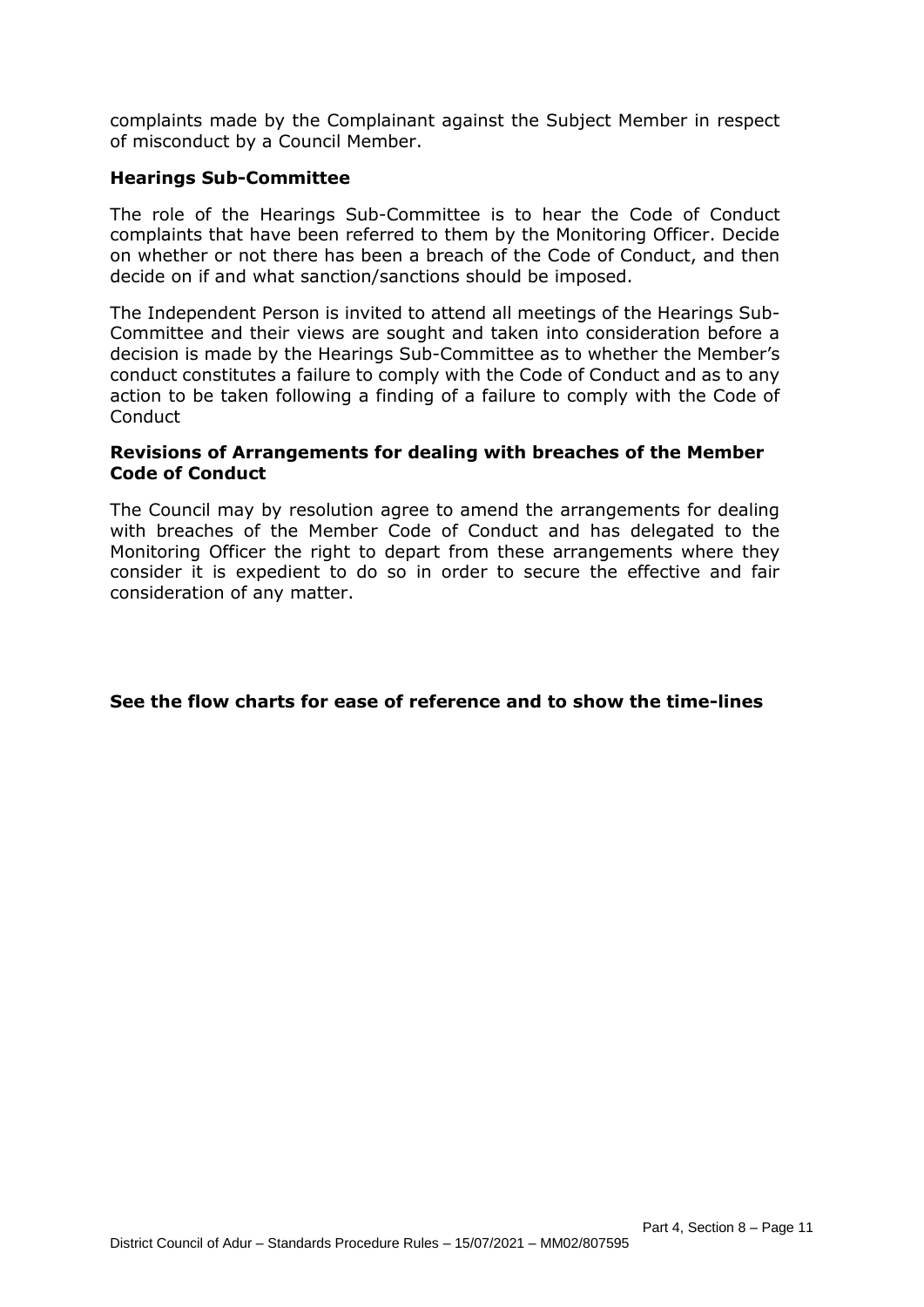complaints made by the Complainant against the Subject Member in respect of misconduct by a Council Member.

### Hearings Sub-Committee

The role of the Hearings Sub-Committee is to hear the Code of Conduct complaints that have been referred to them by the Monitoring Officer. Decide on whether or not there has been a breach of the Code of Conduct, and then decide on if and what sanction/sanctions should be imposed.

The Independent Person is invited to attend all meetings of the Hearings Sub-Committee and their views are sought and taken into consideration before a decision is made by the Hearings Sub-Committee as to whether the Member's conduct constitutes a failure to comply with the Code of Conduct and as to any action to be taken following a finding of a failure to comply with the Code of Conduct

### Revisions of Arrangements for dealing with breaches of the Member Code of Conduct

The Council may by resolution agree to amend the arrangements for dealing with breaches of the Member Code of Conduct and has delegated to the Monitoring Officer the right to depart from these arrangements where they consider it is expedient to do so in order to secure the effective and fair consideration of any matter.

**See the flow charts for ease of reference and to show the time-lines**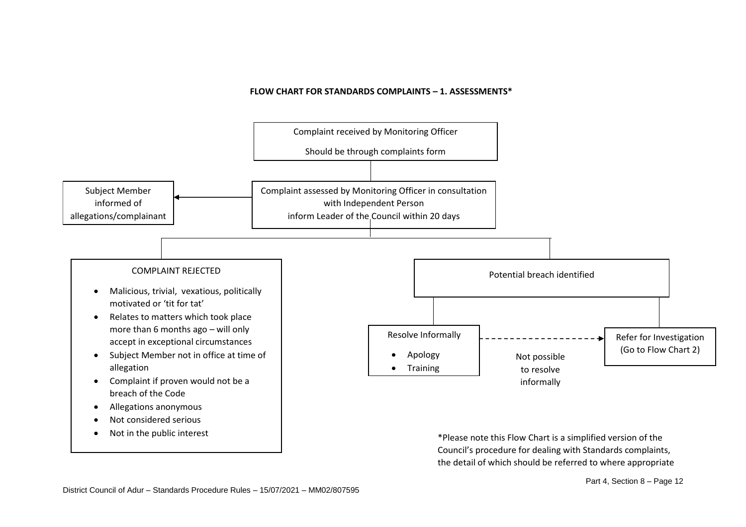**FLOW CHART FOR STANDARDS COMPLAINTS – 1. ASSESSMENTS***

Complaint received by Monitoring Officer

Should be through complaints form

Complaint assessed by Monitoring Officer in consultation with Independent Person

inform Leader of the Council within 20 days

Subject Member informed of allegations/complainant

COMPLAINT REJECTED

- Malicious, trivial, vexatious, politically motivated or 'tit for tat'
- Relates to matters which took place more than 6 months ago – will only accept in exceptional circumstances
- Subject Member not in office at time of allegation
- Complaint if proven would not be a breach of the Code
- Allegations anonymous
- Not considered serious
- Not in the public interest

Potential breach identified

Resolve Informally

- Apology
- Training

Not possible to resolve informally

Refer for Investigation (Go to Flow Chart 2)

*Please note this Flow Chart is a simplified version of the Council's procedure for dealing with Standards complaints, the detail of which should be referred to where appropriate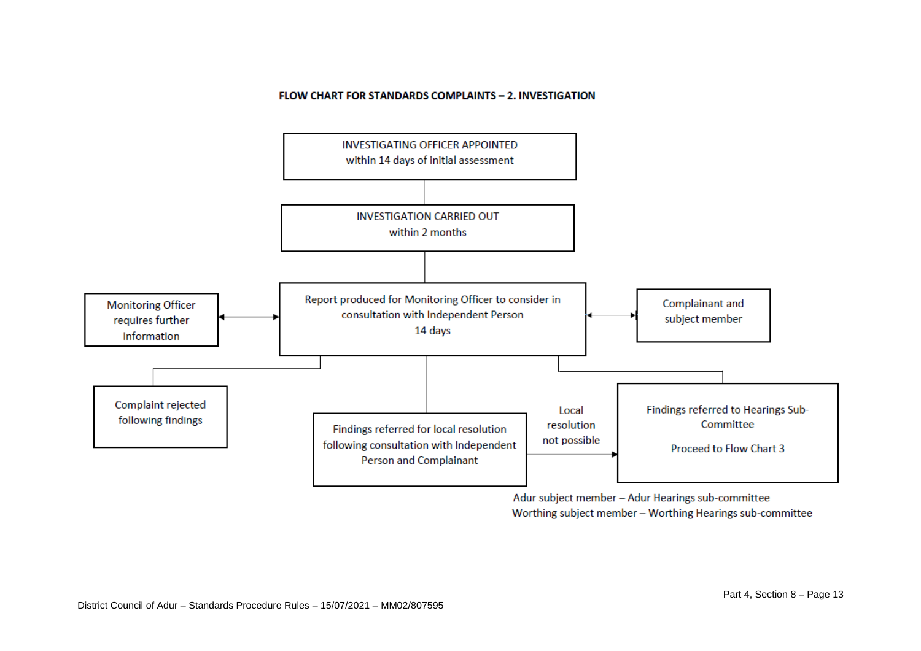**FLOW CHART FOR STANDARDS COMPLAINTS – 2. INVESTIGATION**

INVESTIGATING OFFICER APPOINTED
within 14 days of initial assessment

INVESTIGATION CARRIED OUT
within 2 months

Report produced for Monitoring Officer to consider in consultation with Independent Person
14 days

Monitoring Officer requires further information

Complainant and subject member

Complaint rejected following findings

Findings referred for local resolution following consultation with Independent Person and Complainant

Local resolution not possible

Findings referred to Hearings Sub-Committee

Proceed to Flow Chart 3

Adur subject member – Adur Hearings sub-committee
Worthing subject member – Worthing Hearings sub-committee

District Council of Adur – Standards Procedure Rules – 15/07/2021 – MM02/807595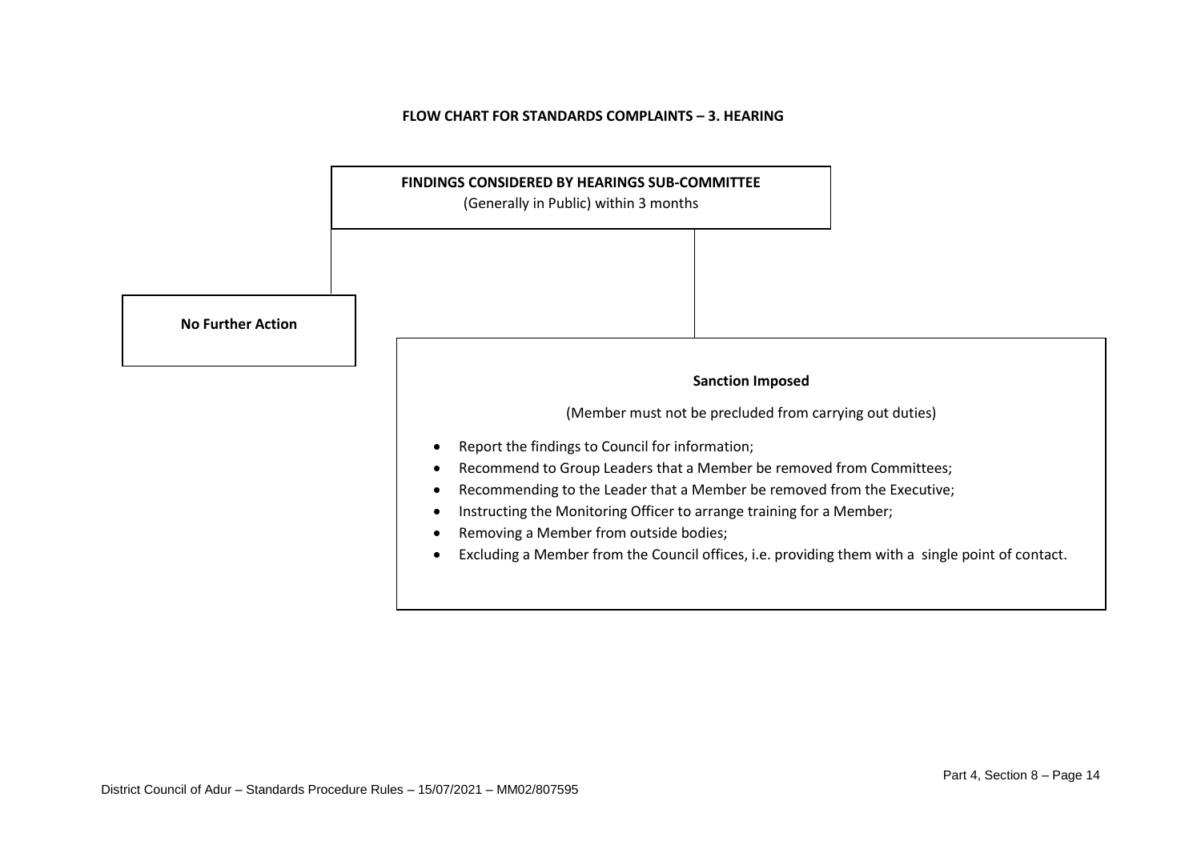**FLOW CHART FOR STANDARDS COMPLAINTS – 3. HEARING**

**FINDINGS CONSIDERED BY HEARINGS SUB-COMMITTEE**

(Generally in Public) within 3 months

**No Further Action**

**Sanction Imposed**

(Member must not be precluded from carrying out duties)

- Report the findings to Council for information;
- Recommend to Group Leaders that a Member be removed from Committees;
- Recommending to the Leader that a Member be removed from the Executive;
- Instructing the Monitoring Officer to arrange training for a Member;
- Removing a Member from outside bodies;
- Excluding a Member from the Council offices, i.e. providing them with a single point of contact.